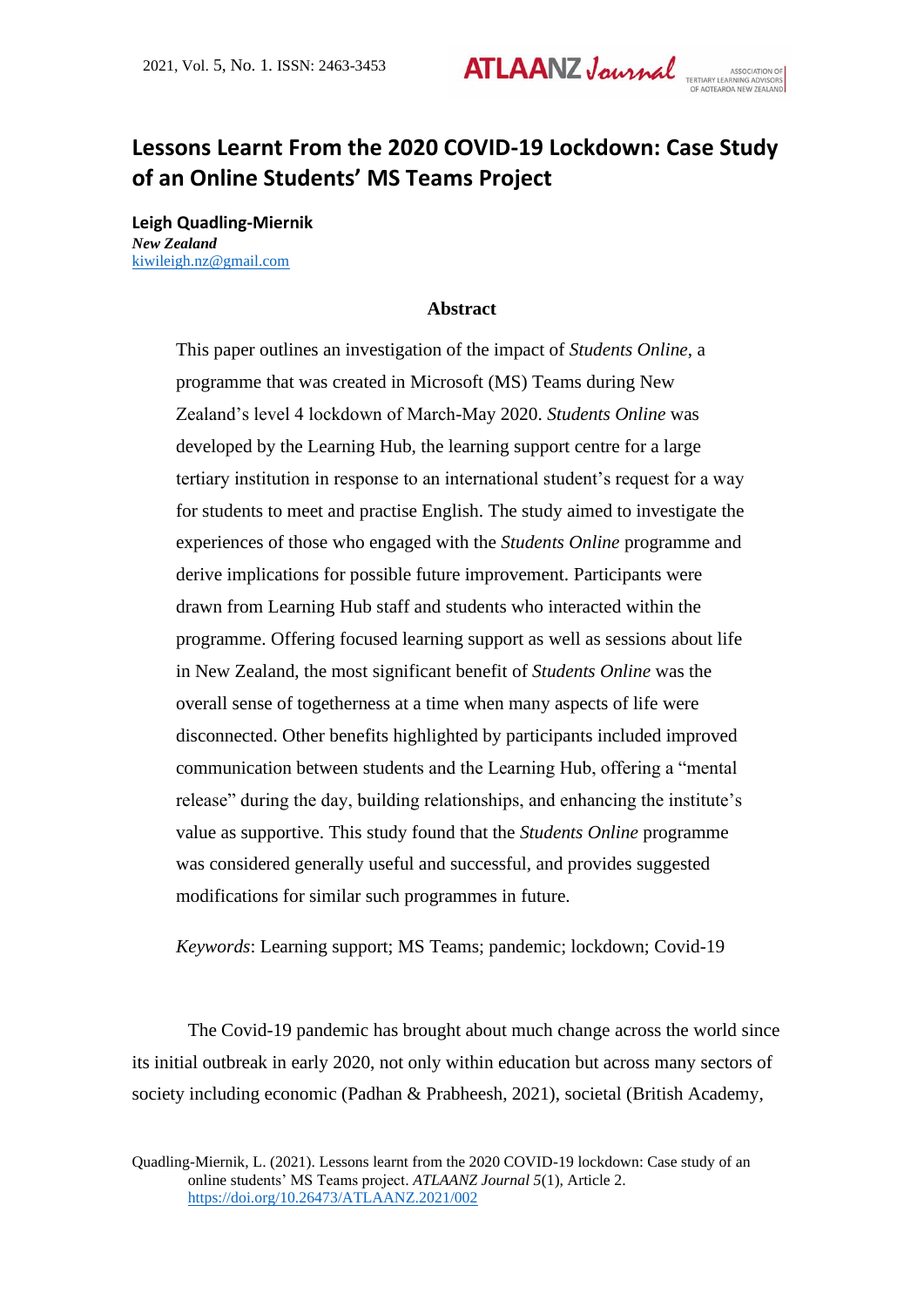# Lessons Learnt From the 2020 COVID-19 Lockdown: Case Study of an Online Students' MS Teams Project

**Leigh Quadling-Miernik**
***New Zealand***
kiwileigh.nz@gmail.com

## Abstract

This paper outlines an investigation of the impact of *Students Online*, a programme that was created in Microsoft (MS) Teams during New Zealand's level 4 lockdown of March-May 2020. *Students Online* was developed by the Learning Hub, the learning support centre for a large tertiary institution in response to an international student's request for a way for students to meet and practise English. The study aimed to investigate the experiences of those who engaged with the *Students Online* programme and derive implications for possible future improvement. Participants were drawn from Learning Hub staff and students who interacted within the programme. Offering focused learning support as well as sessions about life in New Zealand, the most significant benefit of *Students Online* was the overall sense of togetherness at a time when many aspects of life were disconnected. Other benefits highlighted by participants included improved communication between students and the Learning Hub, offering a "mental release" during the day, building relationships, and enhancing the institute's value as supportive. This study found that the *Students Online* programme was considered generally useful and successful, and provides suggested modifications for similar such programmes in future.

*Keywords*: Learning support; MS Teams; pandemic; lockdown; Covid-19

The Covid-19 pandemic has brought about much change across the world since its initial outbreak in early 2020, not only within education but across many sectors of society including economic (Padhan & Prabheesh, 2021), societal (British Academy,

Quadling-Miernik, L. (2021). Lessons learnt from the 2020 COVID-19 lockdown: Case study of an online students' MS Teams project. *ATLAANZ Journal 5*(1), Article 2. https://doi.org/10.26473/ATLAANZ.2021/002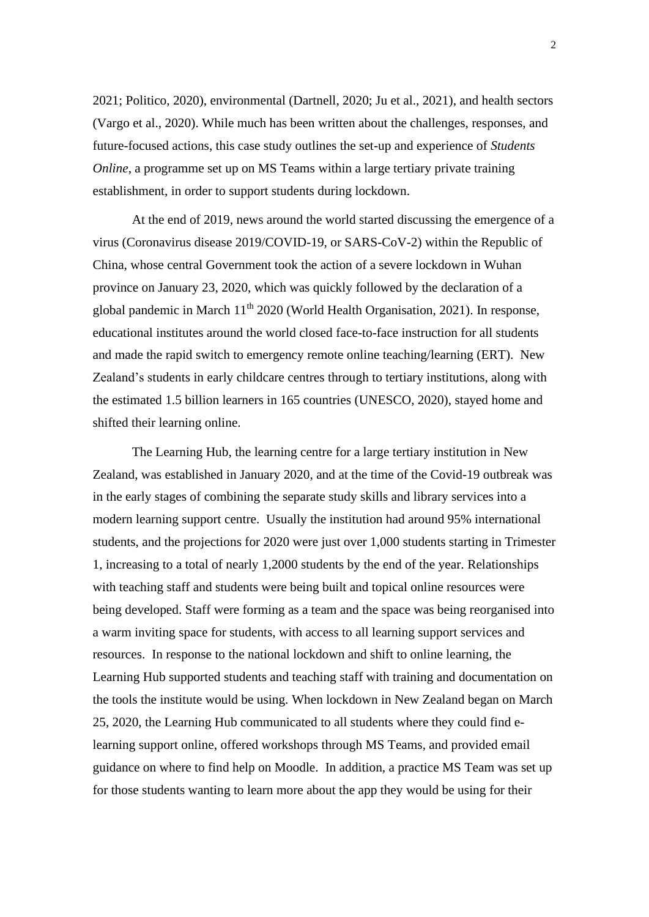2021; Politico, 2020), environmental (Dartnell, 2020; Ju et al., 2021), and health sectors (Vargo et al., 2020). While much has been written about the challenges, responses, and future-focused actions, this case study outlines the set-up and experience of *Students Online*, a programme set up on MS Teams within a large tertiary private training establishment, in order to support students during lockdown.

At the end of 2019, news around the world started discussing the emergence of a virus (Coronavirus disease 2019/COVID-19, or SARS-CoV-2) within the Republic of China, whose central Government took the action of a severe lockdown in Wuhan province on January 23, 2020, which was quickly followed by the declaration of a global pandemic in March 11th 2020 (World Health Organisation, 2021). In response, educational institutes around the world closed face-to-face instruction for all students and made the rapid switch to emergency remote online teaching/learning (ERT). New Zealand's students in early childcare centres through to tertiary institutions, along with the estimated 1.5 billion learners in 165 countries (UNESCO, 2020), stayed home and shifted their learning online.

The Learning Hub, the learning centre for a large tertiary institution in New Zealand, was established in January 2020, and at the time of the Covid-19 outbreak was in the early stages of combining the separate study skills and library services into a modern learning support centre. Usually the institution had around 95% international students, and the projections for 2020 were just over 1,000 students starting in Trimester 1, increasing to a total of nearly 1,2000 students by the end of the year. Relationships with teaching staff and students were being built and topical online resources were being developed. Staff were forming as a team and the space was being reorganised into a warm inviting space for students, with access to all learning support services and resources. In response to the national lockdown and shift to online learning, the Learning Hub supported students and teaching staff with training and documentation on the tools the institute would be using. When lockdown in New Zealand began on March 25, 2020, the Learning Hub communicated to all students where they could find e-learning support online, offered workshops through MS Teams, and provided email guidance on where to find help on Moodle. In addition, a practice MS Team was set up for those students wanting to learn more about the app they would be using for their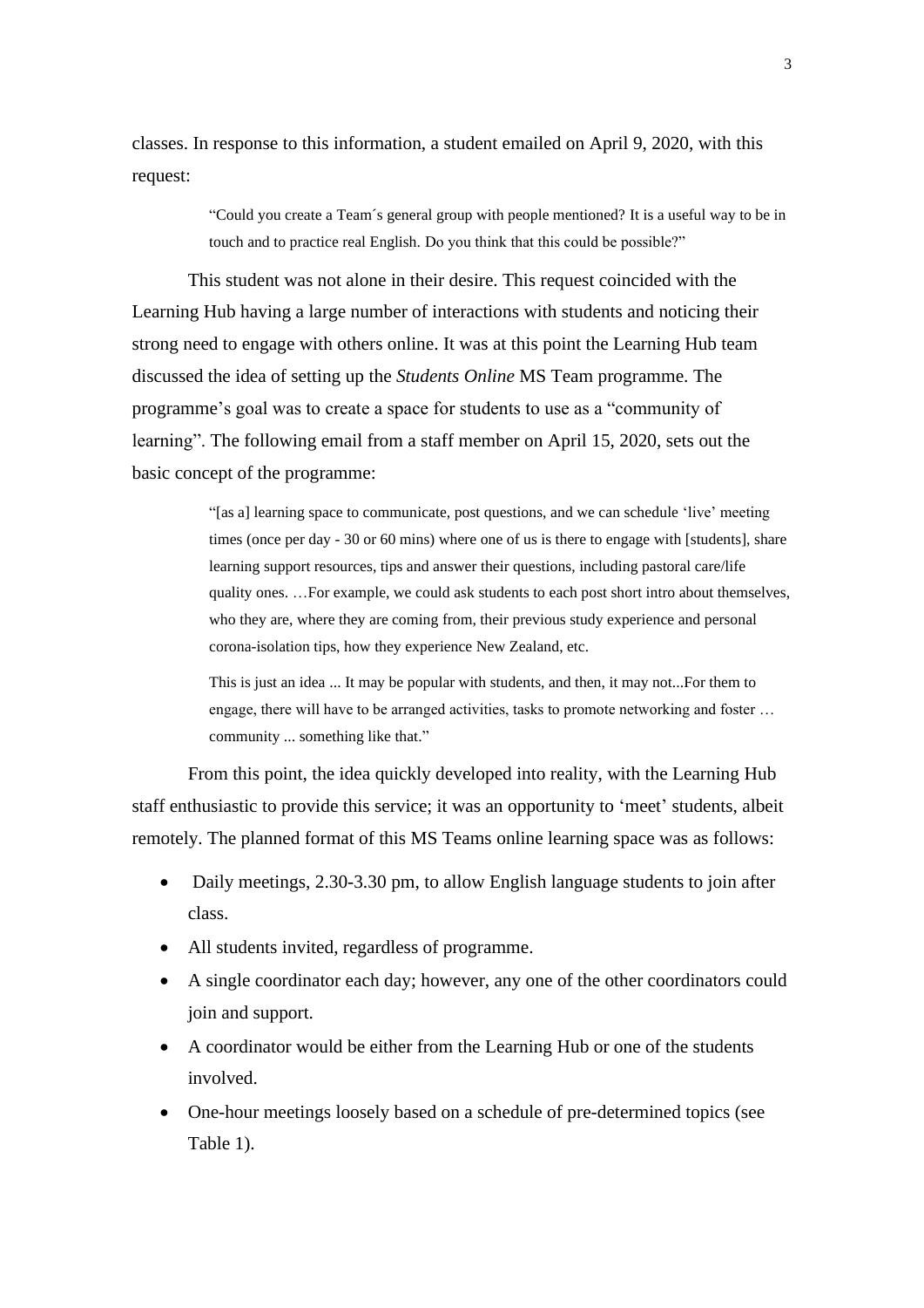classes. In response to this information, a student emailed on April 9, 2020, with this request:

> "Could you create a Team´s general group with people mentioned? It is a useful way to be in touch and to practice real English. Do you think that this could be possible?"

This student was not alone in their desire. This request coincided with the Learning Hub having a large number of interactions with students and noticing their strong need to engage with others online. It was at this point the Learning Hub team discussed the idea of setting up the *Students Online* MS Team programme. The programme's goal was to create a space for students to use as a "community of learning". The following email from a staff member on April 15, 2020, sets out the basic concept of the programme:

> "[as a] learning space to communicate, post questions, and we can schedule 'live' meeting times (once per day - 30 or 60 mins) where one of us is there to engage with [students], share learning support resources, tips and answer their questions, including pastoral care/life quality ones. …For example, we could ask students to each post short intro about themselves, who they are, where they are coming from, their previous study experience and personal corona-isolation tips, how they experience New Zealand, etc.
>
> This is just an idea ... It may be popular with students, and then, it may not...For them to engage, there will have to be arranged activities, tasks to promote networking and foster … community ... something like that."

From this point, the idea quickly developed into reality, with the Learning Hub staff enthusiastic to provide this service; it was an opportunity to 'meet' students, albeit remotely. The planned format of this MS Teams online learning space was as follows:

- Daily meetings, 2.30-3.30 pm, to allow English language students to join after class.
- All students invited, regardless of programme.
- A single coordinator each day; however, any one of the other coordinators could join and support.
- A coordinator would be either from the Learning Hub or one of the students involved.
- One-hour meetings loosely based on a schedule of pre-determined topics (see Table 1).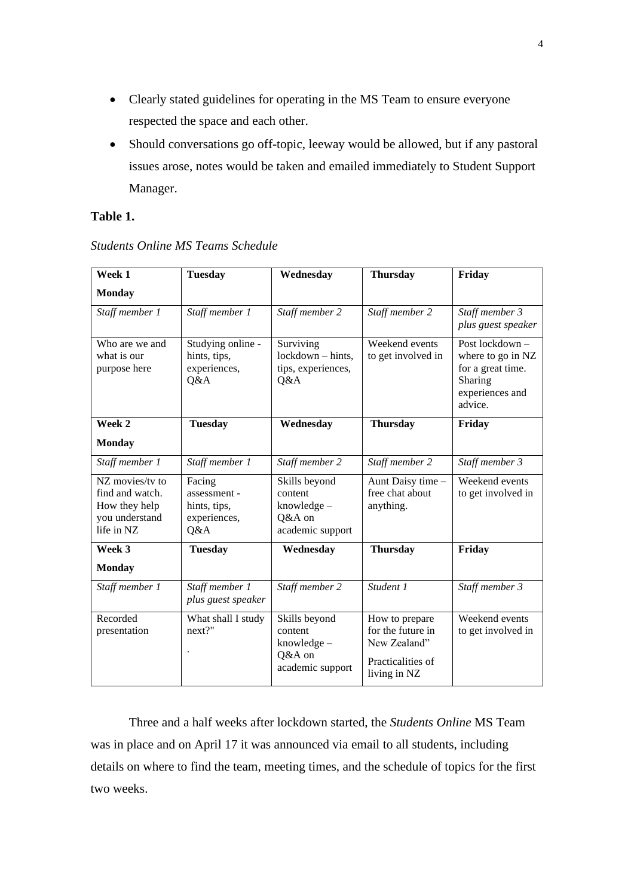- Clearly stated guidelines for operating in the MS Team to ensure everyone respected the space and each other.
- Should conversations go off-topic, leeway would be allowed, but if any pastoral issues arose, notes would be taken and emailed immediately to Student Support Manager.

**Table 1.**

*Students Online MS Teams Schedule*

| **Week 1** **Monday** | **Tuesday** | **Wednesday** | **Thursday** | **Friday** |
|---|---|---|---|---|
| *Staff member 1* | *Staff member 1* | *Staff member 2* | *Staff member 2* | *Staff member 3 plus guest speaker* |
| Who are we and what is our purpose here | Studying online - hints, tips, experiences, Q&A | Surviving lockdown – hints, tips, experiences, Q&A | Weekend events to get involved in | Post lockdown – where to go in NZ for a great time. Sharing experiences and advice. |
| **Week 2** **Monday** | **Tuesday** | **Wednesday** | **Thursday** | **Friday** |
| *Staff member 1* | *Staff member 1* | *Staff member 2* | *Staff member 2* | *Staff member 3* |
| NZ movies/tv to find and watch. How they help you understand life in NZ | Facing assessment - hints, tips, experiences, Q&A | Skills beyond content knowledge – Q&A on academic support | Aunt Daisy time – free chat about anything. | Weekend events to get involved in |
| **Week 3** **Monday** | **Tuesday** | **Wednesday** | **Thursday** | **Friday** |
| *Staff member 1* | *Staff member 1 plus guest speaker* | *Staff member 2* | *Student 1* | *Staff member 3* |
| Recorded presentation | What shall I study next?" . | Skills beyond content knowledge – Q&A on academic support | How to prepare for the future in New Zealand" Practicalities of living in NZ | Weekend events to get involved in |

Three and a half weeks after lockdown started, the *Students Online* MS Team was in place and on April 17 it was announced via email to all students, including details on where to find the team, meeting times, and the schedule of topics for the first two weeks.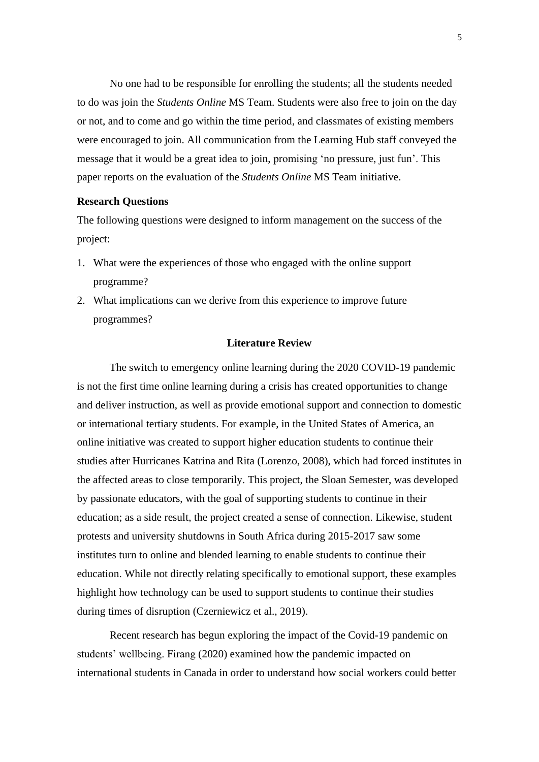No one had to be responsible for enrolling the students; all the students needed to do was join the *Students Online* MS Team. Students were also free to join on the day or not, and to come and go within the time period, and classmates of existing members were encouraged to join. All communication from the Learning Hub staff conveyed the message that it would be a great idea to join, promising 'no pressure, just fun'. This paper reports on the evaluation of the *Students Online* MS Team initiative.

### Research Questions

The following questions were designed to inform management on the success of the project:

1. What were the experiences of those who engaged with the online support programme?
2. What implications can we derive from this experience to improve future programmes?

## Literature Review

The switch to emergency online learning during the 2020 COVID-19 pandemic is not the first time online learning during a crisis has created opportunities to change and deliver instruction, as well as provide emotional support and connection to domestic or international tertiary students. For example, in the United States of America, an online initiative was created to support higher education students to continue their studies after Hurricanes Katrina and Rita (Lorenzo, 2008), which had forced institutes in the affected areas to close temporarily. This project, the Sloan Semester, was developed by passionate educators, with the goal of supporting students to continue in their education; as a side result, the project created a sense of connection. Likewise, student protests and university shutdowns in South Africa during 2015-2017 saw some institutes turn to online and blended learning to enable students to continue their education. While not directly relating specifically to emotional support, these examples highlight how technology can be used to support students to continue their studies during times of disruption (Czerniewicz et al., 2019).

Recent research has begun exploring the impact of the Covid-19 pandemic on students' wellbeing. Firang (2020) examined how the pandemic impacted on international students in Canada in order to understand how social workers could better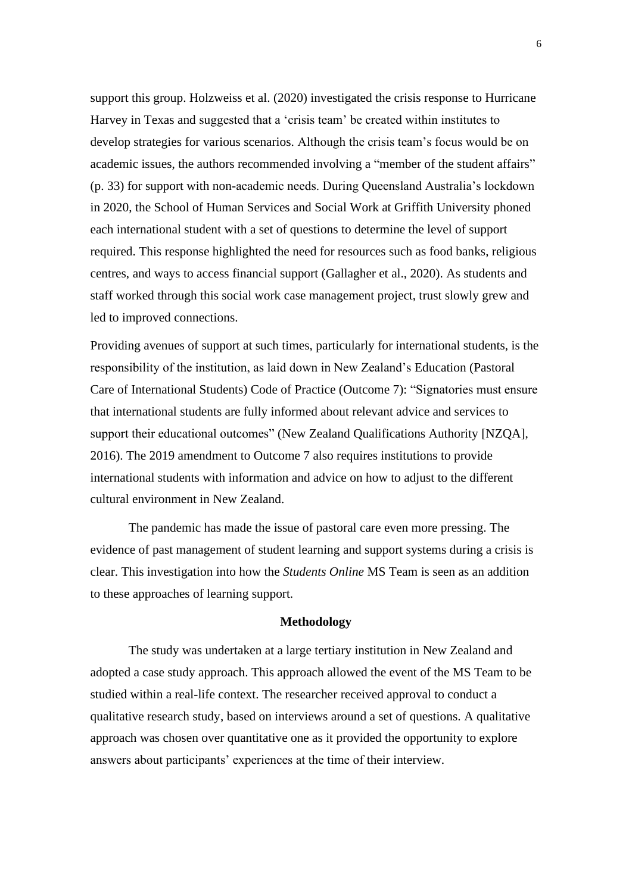support this group. Holzweiss et al. (2020) investigated the crisis response to Hurricane Harvey in Texas and suggested that a 'crisis team' be created within institutes to develop strategies for various scenarios. Although the crisis team's focus would be on academic issues, the authors recommended involving a "member of the student affairs" (p. 33) for support with non-academic needs. During Queensland Australia's lockdown in 2020, the School of Human Services and Social Work at Griffith University phoned each international student with a set of questions to determine the level of support required. This response highlighted the need for resources such as food banks, religious centres, and ways to access financial support (Gallagher et al., 2020). As students and staff worked through this social work case management project, trust slowly grew and led to improved connections.

Providing avenues of support at such times, particularly for international students, is the responsibility of the institution, as laid down in New Zealand's Education (Pastoral Care of International Students) Code of Practice (Outcome 7): "Signatories must ensure that international students are fully informed about relevant advice and services to support their educational outcomes" (New Zealand Qualifications Authority [NZQA], 2016). The 2019 amendment to Outcome 7 also requires institutions to provide international students with information and advice on how to adjust to the different cultural environment in New Zealand.

The pandemic has made the issue of pastoral care even more pressing. The evidence of past management of student learning and support systems during a crisis is clear. This investigation into how the *Students Online* MS Team is seen as an addition to these approaches of learning support.

## Methodology

The study was undertaken at a large tertiary institution in New Zealand and adopted a case study approach. This approach allowed the event of the MS Team to be studied within a real-life context. The researcher received approval to conduct a qualitative research study, based on interviews around a set of questions. A qualitative approach was chosen over quantitative one as it provided the opportunity to explore answers about participants' experiences at the time of their interview.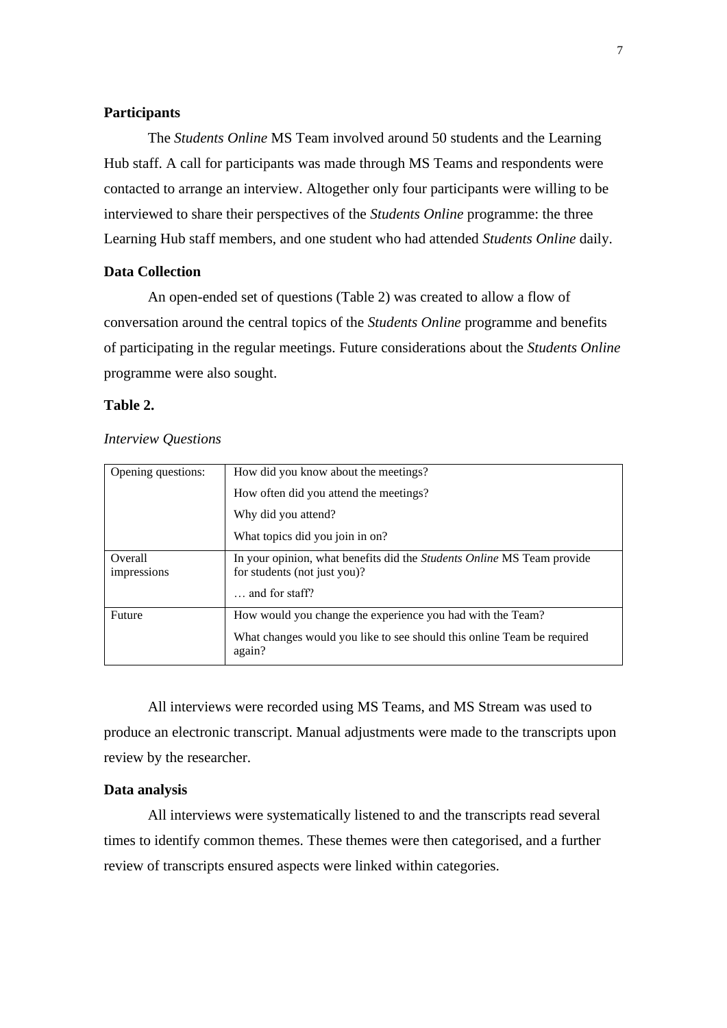## Participants

The *Students Online* MS Team involved around 50 students and the Learning Hub staff. A call for participants was made through MS Teams and respondents were contacted to arrange an interview. Altogether only four participants were willing to be interviewed to share their perspectives of the *Students Online* programme: the three Learning Hub staff members, and one student who had attended *Students Online* daily.

## Data Collection

An open-ended set of questions (Table 2) was created to allow a flow of conversation around the central topics of the *Students Online* programme and benefits of participating in the regular meetings. Future considerations about the *Students Online* programme were also sought.

**Table 2.**

*Interview Questions*

| | |
|---|---|
| Opening questions: | How did you know about the meetings? |
| | How often did you attend the meetings? |
| | Why did you attend? |
| | What topics did you join in on? |
| Overall impressions | In your opinion, what benefits did the *Students Online* MS Team provide for students (not just you)? |
| | … and for staff? |
| Future | How would you change the experience you had with the Team? |
| | What changes would you like to see should this online Team be required again? |

All interviews were recorded using MS Teams, and MS Stream was used to produce an electronic transcript. Manual adjustments were made to the transcripts upon review by the researcher.

## Data analysis

All interviews were systematically listened to and the transcripts read several times to identify common themes. These themes were then categorised, and a further review of transcripts ensured aspects were linked within categories.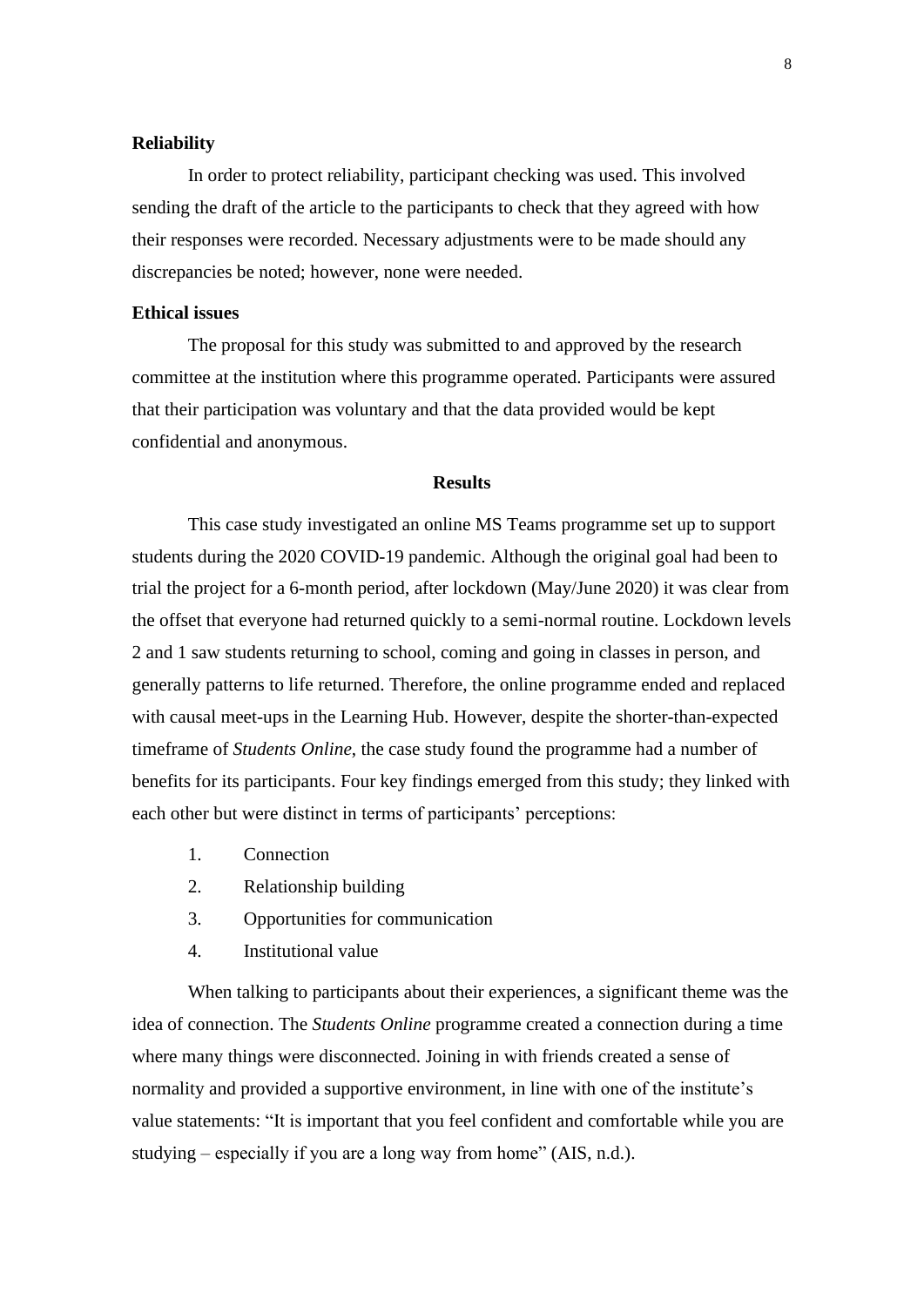### Reliability

In order to protect reliability, participant checking was used. This involved sending the draft of the article to the participants to check that they agreed with how their responses were recorded. Necessary adjustments were to be made should any discrepancies be noted; however, none were needed.

### Ethical issues

The proposal for this study was submitted to and approved by the research committee at the institution where this programme operated. Participants were assured that their participation was voluntary and that the data provided would be kept confidential and anonymous.

## Results

This case study investigated an online MS Teams programme set up to support students during the 2020 COVID-19 pandemic. Although the original goal had been to trial the project for a 6-month period, after lockdown (May/June 2020) it was clear from the offset that everyone had returned quickly to a semi-normal routine. Lockdown levels 2 and 1 saw students returning to school, coming and going in classes in person, and generally patterns to life returned. Therefore, the online programme ended and replaced with causal meet-ups in the Learning Hub. However, despite the shorter-than-expected timeframe of *Students Online*, the case study found the programme had a number of benefits for its participants. Four key findings emerged from this study; they linked with each other but were distinct in terms of participants' perceptions:

1. Connection
2. Relationship building
3. Opportunities for communication
4. Institutional value

When talking to participants about their experiences, a significant theme was the idea of connection. The *Students Online* programme created a connection during a time where many things were disconnected. Joining in with friends created a sense of normality and provided a supportive environment, in line with one of the institute's value statements: "It is important that you feel confident and comfortable while you are studying – especially if you are a long way from home" (AIS, n.d.).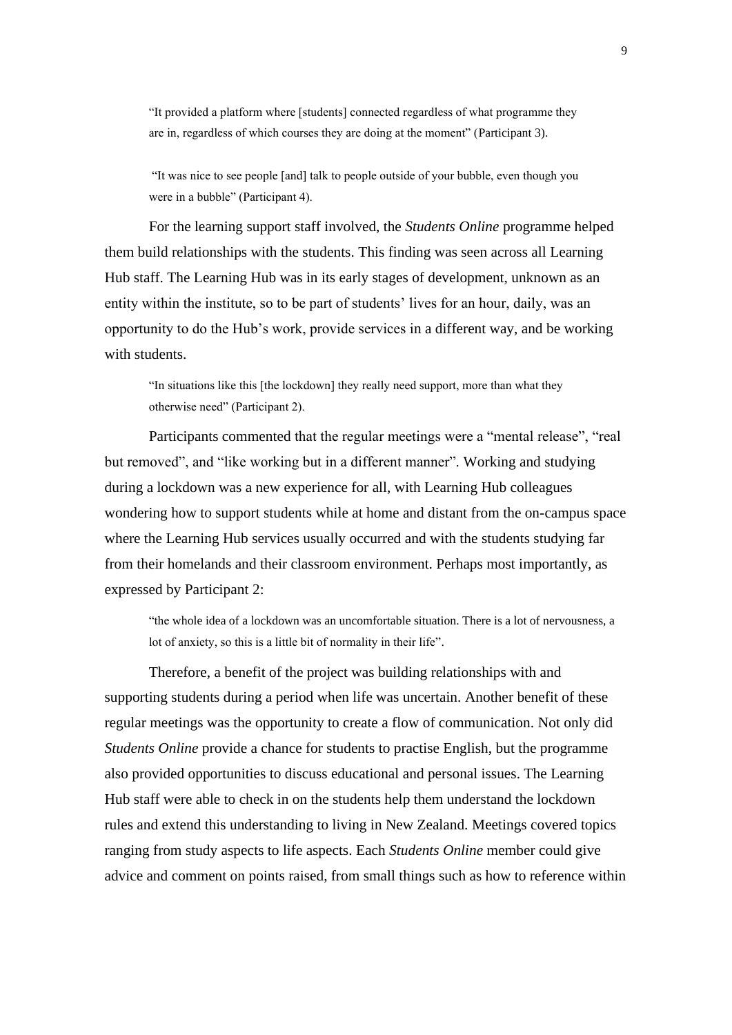> "It provided a platform where [students] connected regardless of what programme they are in, regardless of which courses they are doing at the moment" (Participant 3).

> "It was nice to see people [and] talk to people outside of your bubble, even though you were in a bubble" (Participant 4).

For the learning support staff involved, the *Students Online* programme helped them build relationships with the students. This finding was seen across all Learning Hub staff. The Learning Hub was in its early stages of development, unknown as an entity within the institute, so to be part of students' lives for an hour, daily, was an opportunity to do the Hub's work, provide services in a different way, and be working with students.

> "In situations like this [the lockdown] they really need support, more than what they otherwise need" (Participant 2).

Participants commented that the regular meetings were a "mental release", "real but removed", and "like working but in a different manner". Working and studying during a lockdown was a new experience for all, with Learning Hub colleagues wondering how to support students while at home and distant from the on-campus space where the Learning Hub services usually occurred and with the students studying far from their homelands and their classroom environment. Perhaps most importantly, as expressed by Participant 2:

> "the whole idea of a lockdown was an uncomfortable situation. There is a lot of nervousness, a lot of anxiety, so this is a little bit of normality in their life".

Therefore, a benefit of the project was building relationships with and supporting students during a period when life was uncertain. Another benefit of these regular meetings was the opportunity to create a flow of communication. Not only did *Students Online* provide a chance for students to practise English, but the programme also provided opportunities to discuss educational and personal issues. The Learning Hub staff were able to check in on the students help them understand the lockdown rules and extend this understanding to living in New Zealand. Meetings covered topics ranging from study aspects to life aspects. Each *Students Online* member could give advice and comment on points raised, from small things such as how to reference within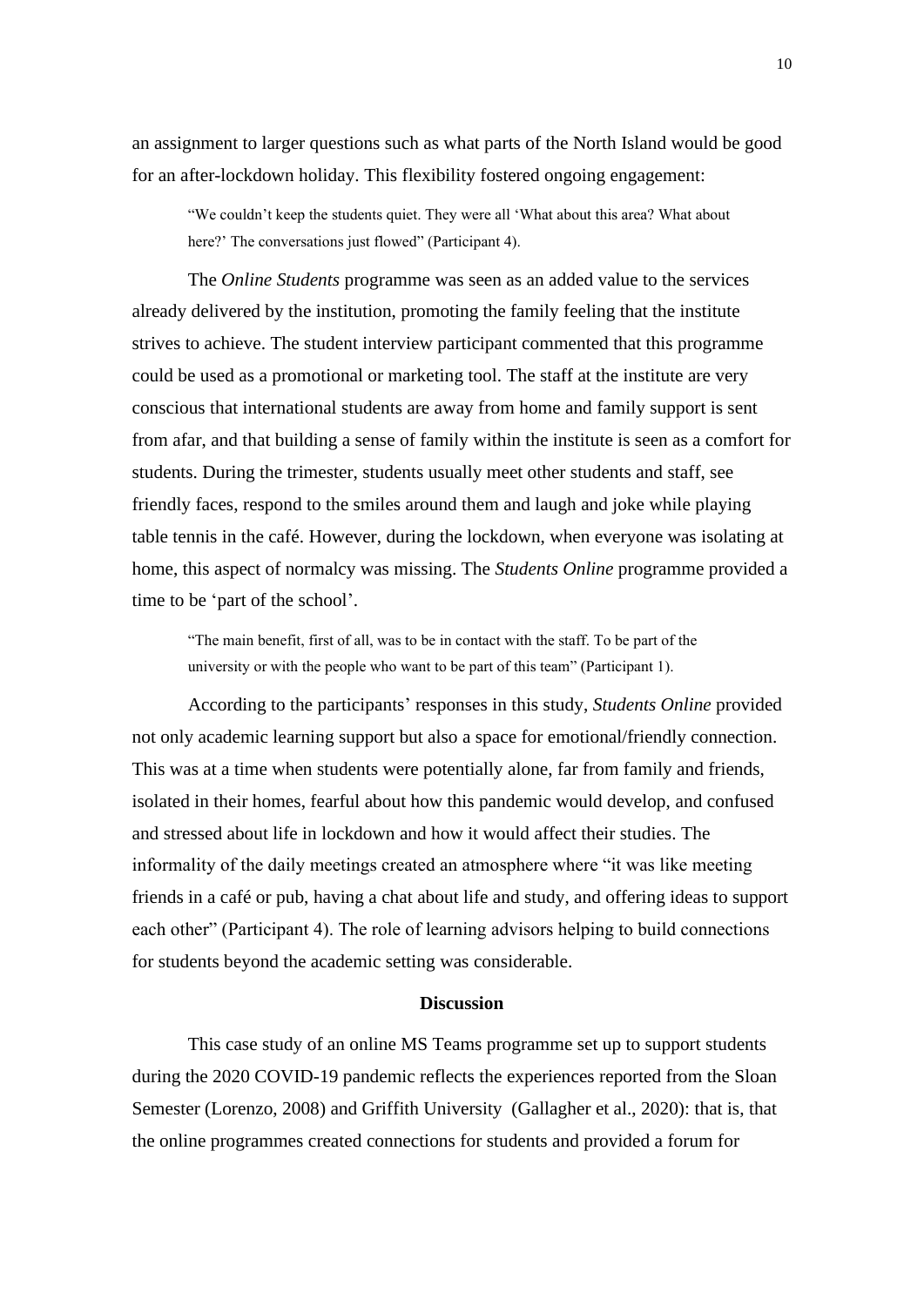an assignment to larger questions such as what parts of the North Island would be good for an after-lockdown holiday. This flexibility fostered ongoing engagement:

> "We couldn't keep the students quiet. They were all 'What about this area? What about here?' The conversations just flowed" (Participant 4).

The *Online Students* programme was seen as an added value to the services already delivered by the institution, promoting the family feeling that the institute strives to achieve. The student interview participant commented that this programme could be used as a promotional or marketing tool. The staff at the institute are very conscious that international students are away from home and family support is sent from afar, and that building a sense of family within the institute is seen as a comfort for students. During the trimester, students usually meet other students and staff, see friendly faces, respond to the smiles around them and laugh and joke while playing table tennis in the café. However, during the lockdown, when everyone was isolating at home, this aspect of normalcy was missing. The *Students Online* programme provided a time to be 'part of the school'.

> "The main benefit, first of all, was to be in contact with the staff. To be part of the university or with the people who want to be part of this team" (Participant 1).

According to the participants' responses in this study, *Students Online* provided not only academic learning support but also a space for emotional/friendly connection. This was at a time when students were potentially alone, far from family and friends, isolated in their homes, fearful about how this pandemic would develop, and confused and stressed about life in lockdown and how it would affect their studies. The informality of the daily meetings created an atmosphere where "it was like meeting friends in a café or pub, having a chat about life and study, and offering ideas to support each other" (Participant 4). The role of learning advisors helping to build connections for students beyond the academic setting was considerable.

## Discussion

This case study of an online MS Teams programme set up to support students during the 2020 COVID-19 pandemic reflects the experiences reported from the Sloan Semester (Lorenzo, 2008) and Griffith University (Gallagher et al., 2020): that is, that the online programmes created connections for students and provided a forum for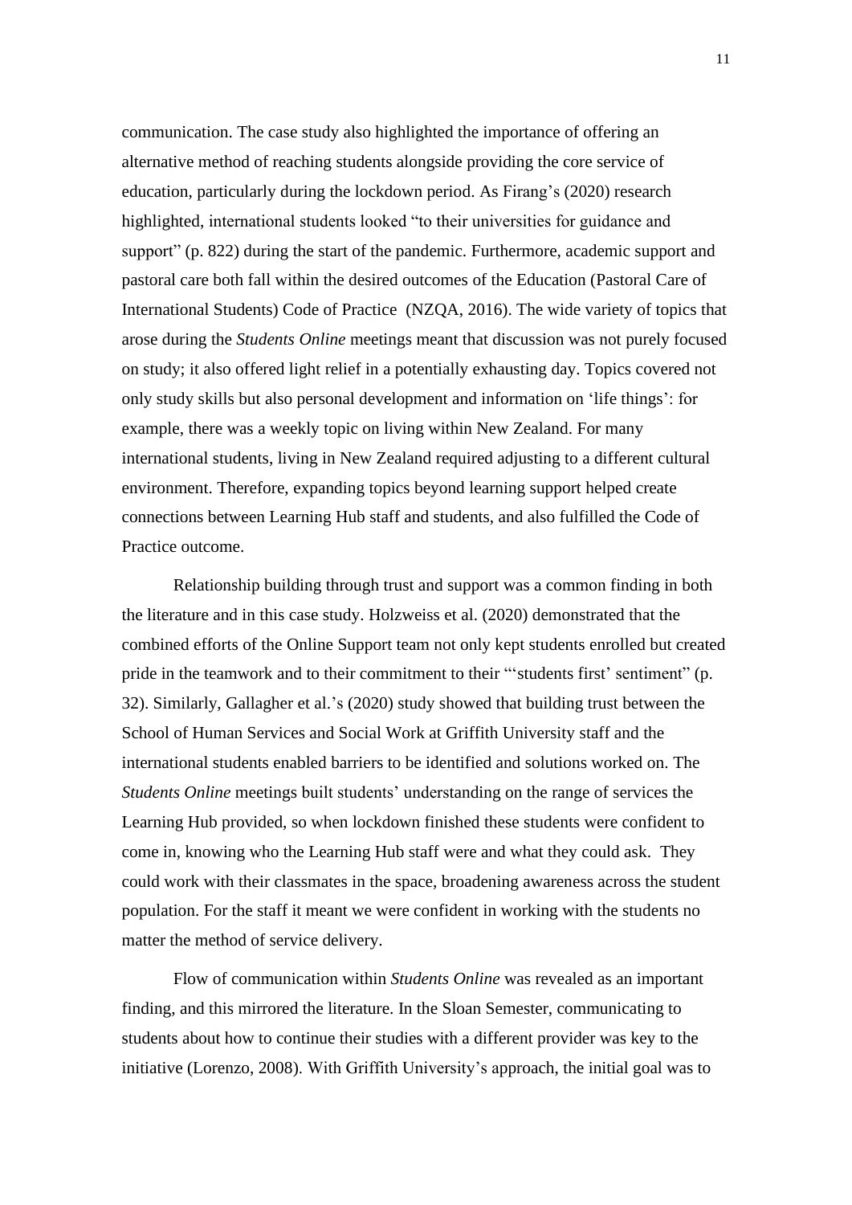communication. The case study also highlighted the importance of offering an alternative method of reaching students alongside providing the core service of education, particularly during the lockdown period. As Firang's (2020) research highlighted, international students looked "to their universities for guidance and support" (p. 822) during the start of the pandemic. Furthermore, academic support and pastoral care both fall within the desired outcomes of the Education (Pastoral Care of International Students) Code of Practice (NZQA, 2016). The wide variety of topics that arose during the *Students Online* meetings meant that discussion was not purely focused on study; it also offered light relief in a potentially exhausting day. Topics covered not only study skills but also personal development and information on 'life things': for example, there was a weekly topic on living within New Zealand. For many international students, living in New Zealand required adjusting to a different cultural environment. Therefore, expanding topics beyond learning support helped create connections between Learning Hub staff and students, and also fulfilled the Code of Practice outcome.

Relationship building through trust and support was a common finding in both the literature and in this case study. Holzweiss et al. (2020) demonstrated that the combined efforts of the Online Support team not only kept students enrolled but created pride in the teamwork and to their commitment to their "'students first' sentiment" (p. 32). Similarly, Gallagher et al.'s (2020) study showed that building trust between the School of Human Services and Social Work at Griffith University staff and the international students enabled barriers to be identified and solutions worked on. The *Students Online* meetings built students' understanding on the range of services the Learning Hub provided, so when lockdown finished these students were confident to come in, knowing who the Learning Hub staff were and what they could ask. They could work with their classmates in the space, broadening awareness across the student population. For the staff it meant we were confident in working with the students no matter the method of service delivery.

Flow of communication within *Students Online* was revealed as an important finding, and this mirrored the literature. In the Sloan Semester, communicating to students about how to continue their studies with a different provider was key to the initiative (Lorenzo, 2008). With Griffith University's approach, the initial goal was to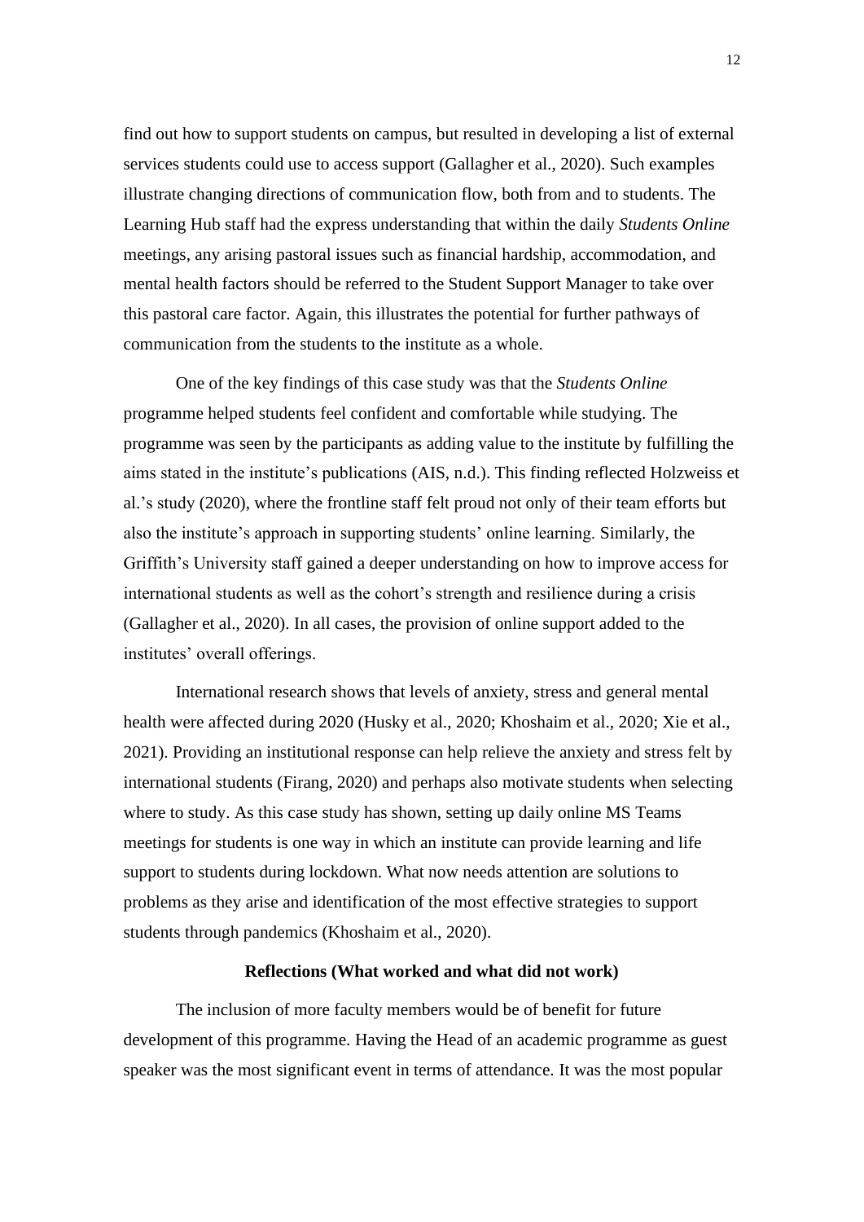find out how to support students on campus, but resulted in developing a list of external services students could use to access support (Gallagher et al., 2020). Such examples illustrate changing directions of communication flow, both from and to students. The Learning Hub staff had the express understanding that within the daily *Students Online* meetings, any arising pastoral issues such as financial hardship, accommodation, and mental health factors should be referred to the Student Support Manager to take over this pastoral care factor. Again, this illustrates the potential for further pathways of communication from the students to the institute as a whole.

One of the key findings of this case study was that the *Students Online* programme helped students feel confident and comfortable while studying. The programme was seen by the participants as adding value to the institute by fulfilling the aims stated in the institute's publications (AIS, n.d.). This finding reflected Holzweiss et al.'s study (2020), where the frontline staff felt proud not only of their team efforts but also the institute's approach in supporting students' online learning. Similarly, the Griffith's University staff gained a deeper understanding on how to improve access for international students as well as the cohort's strength and resilience during a crisis (Gallagher et al., 2020). In all cases, the provision of online support added to the institutes' overall offerings.

International research shows that levels of anxiety, stress and general mental health were affected during 2020 (Husky et al., 2020; Khoshaim et al., 2020; Xie et al., 2021). Providing an institutional response can help relieve the anxiety and stress felt by international students (Firang, 2020) and perhaps also motivate students when selecting where to study. As this case study has shown, setting up daily online MS Teams meetings for students is one way in which an institute can provide learning and life support to students during lockdown. What now needs attention are solutions to problems as they arise and identification of the most effective strategies to support students through pandemics (Khoshaim et al., 2020).

## Reflections (What worked and what did not work)

The inclusion of more faculty members would be of benefit for future development of this programme. Having the Head of an academic programme as guest speaker was the most significant event in terms of attendance. It was the most popular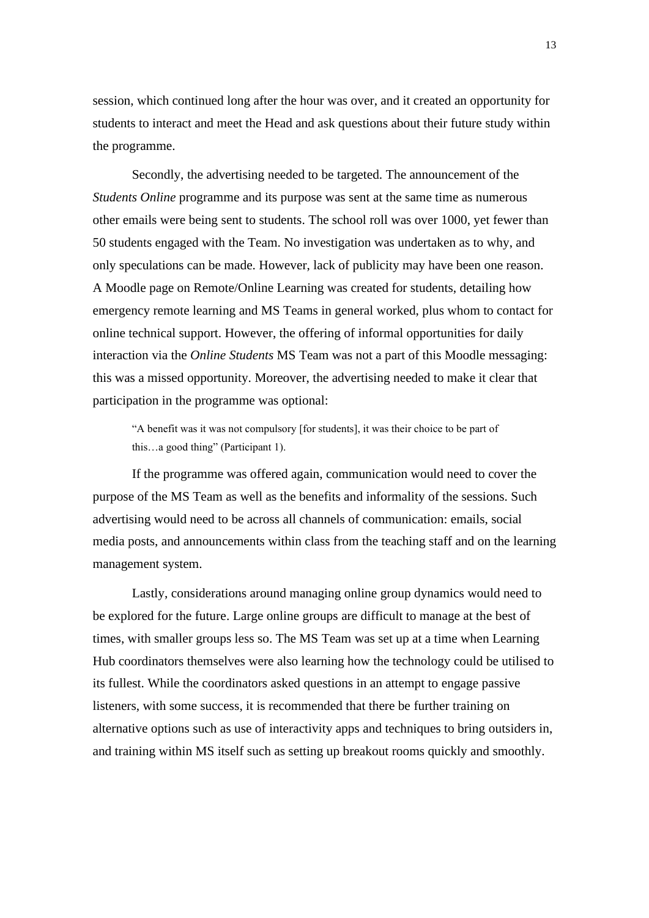session, which continued long after the hour was over, and it created an opportunity for students to interact and meet the Head and ask questions about their future study within the programme.

Secondly, the advertising needed to be targeted. The announcement of the *Students Online* programme and its purpose was sent at the same time as numerous other emails were being sent to students. The school roll was over 1000, yet fewer than 50 students engaged with the Team. No investigation was undertaken as to why, and only speculations can be made. However, lack of publicity may have been one reason. A Moodle page on Remote/Online Learning was created for students, detailing how emergency remote learning and MS Teams in general worked, plus whom to contact for online technical support. However, the offering of informal opportunities for daily interaction via the *Online Students* MS Team was not a part of this Moodle messaging: this was a missed opportunity. Moreover, the advertising needed to make it clear that participation in the programme was optional:

> "A benefit was it was not compulsory [for students], it was their choice to be part of this…a good thing" (Participant 1).

If the programme was offered again, communication would need to cover the purpose of the MS Team as well as the benefits and informality of the sessions. Such advertising would need to be across all channels of communication: emails, social media posts, and announcements within class from the teaching staff and on the learning management system.

Lastly, considerations around managing online group dynamics would need to be explored for the future. Large online groups are difficult to manage at the best of times, with smaller groups less so. The MS Team was set up at a time when Learning Hub coordinators themselves were also learning how the technology could be utilised to its fullest. While the coordinators asked questions in an attempt to engage passive listeners, with some success, it is recommended that there be further training on alternative options such as use of interactivity apps and techniques to bring outsiders in, and training within MS itself such as setting up breakout rooms quickly and smoothly.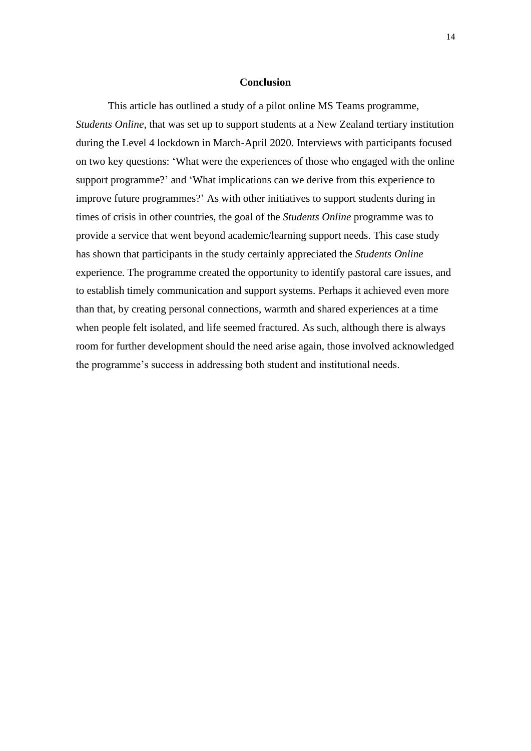## Conclusion

This article has outlined a study of a pilot online MS Teams programme, *Students Online*, that was set up to support students at a New Zealand tertiary institution during the Level 4 lockdown in March-April 2020. Interviews with participants focused on two key questions: 'What were the experiences of those who engaged with the online support programme?' and 'What implications can we derive from this experience to improve future programmes?' As with other initiatives to support students during in times of crisis in other countries, the goal of the *Students Online* programme was to provide a service that went beyond academic/learning support needs. This case study has shown that participants in the study certainly appreciated the *Students Online* experience. The programme created the opportunity to identify pastoral care issues, and to establish timely communication and support systems. Perhaps it achieved even more than that, by creating personal connections, warmth and shared experiences at a time when people felt isolated, and life seemed fractured. As such, although there is always room for further development should the need arise again, those involved acknowledged the programme's success in addressing both student and institutional needs.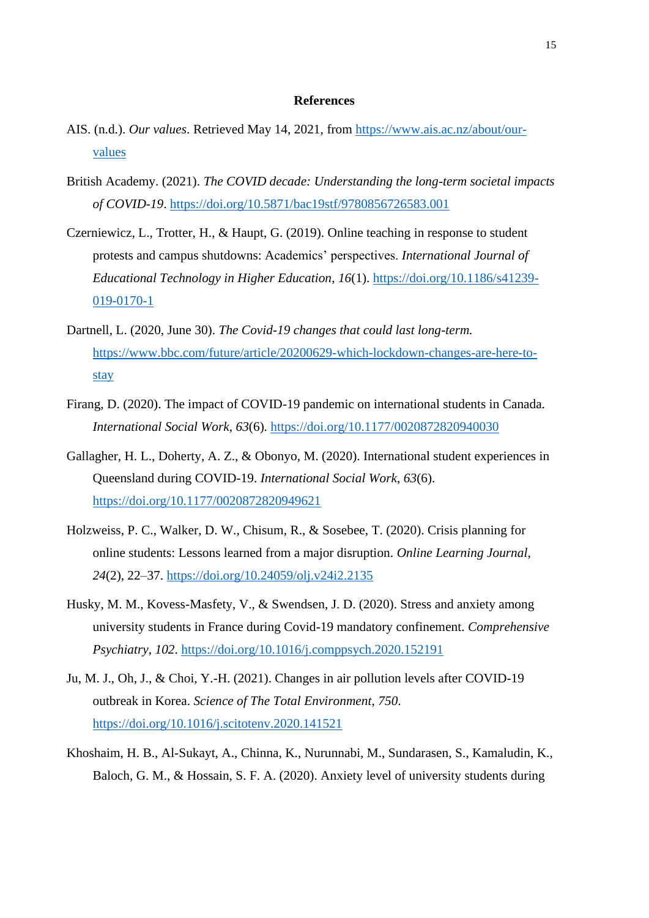## References

AIS. (n.d.). *Our values*. Retrieved May 14, 2021, from https://www.ais.ac.nz/about/our-values

British Academy. (2021). *The COVID decade: Understanding the long-term societal impacts of COVID-19*. https://doi.org/10.5871/bac19stf/9780856726583.001

Czerniewicz, L., Trotter, H., & Haupt, G. (2019). Online teaching in response to student protests and campus shutdowns: Academics' perspectives. *International Journal of Educational Technology in Higher Education*, *16*(1). https://doi.org/10.1186/s41239-019-0170-1

Dartnell, L. (2020, June 30). *The Covid-19 changes that could last long-term.* https://www.bbc.com/future/article/20200629-which-lockdown-changes-are-here-to-stay

Firang, D. (2020). The impact of COVID-19 pandemic on international students in Canada. *International Social Work*, *63*(6). https://doi.org/10.1177/0020872820940030

Gallagher, H. L., Doherty, A. Z., & Obonyo, M. (2020). International student experiences in Queensland during COVID-19. *International Social Work*, *63*(6). https://doi.org/10.1177/0020872820949621

Holzweiss, P. C., Walker, D. W., Chisum, R., & Sosebee, T. (2020). Crisis planning for online students: Lessons learned from a major disruption. *Online Learning Journal*, *24*(2), 22–37. https://doi.org/10.24059/olj.v24i2.2135

Husky, M. M., Kovess-Masfety, V., & Swendsen, J. D. (2020). Stress and anxiety among university students in France during Covid-19 mandatory confinement. *Comprehensive Psychiatry*, *102*. https://doi.org/10.1016/j.comppsych.2020.152191

Ju, M. J., Oh, J., & Choi, Y.-H. (2021). Changes in air pollution levels after COVID-19 outbreak in Korea. *Science of The Total Environment*, *750*. https://doi.org/10.1016/j.scitotenv.2020.141521

Khoshaim, H. B., Al-Sukayt, A., Chinna, K., Nurunnabi, M., Sundarasen, S., Kamaludin, K., Baloch, G. M., & Hossain, S. F. A. (2020). Anxiety level of university students during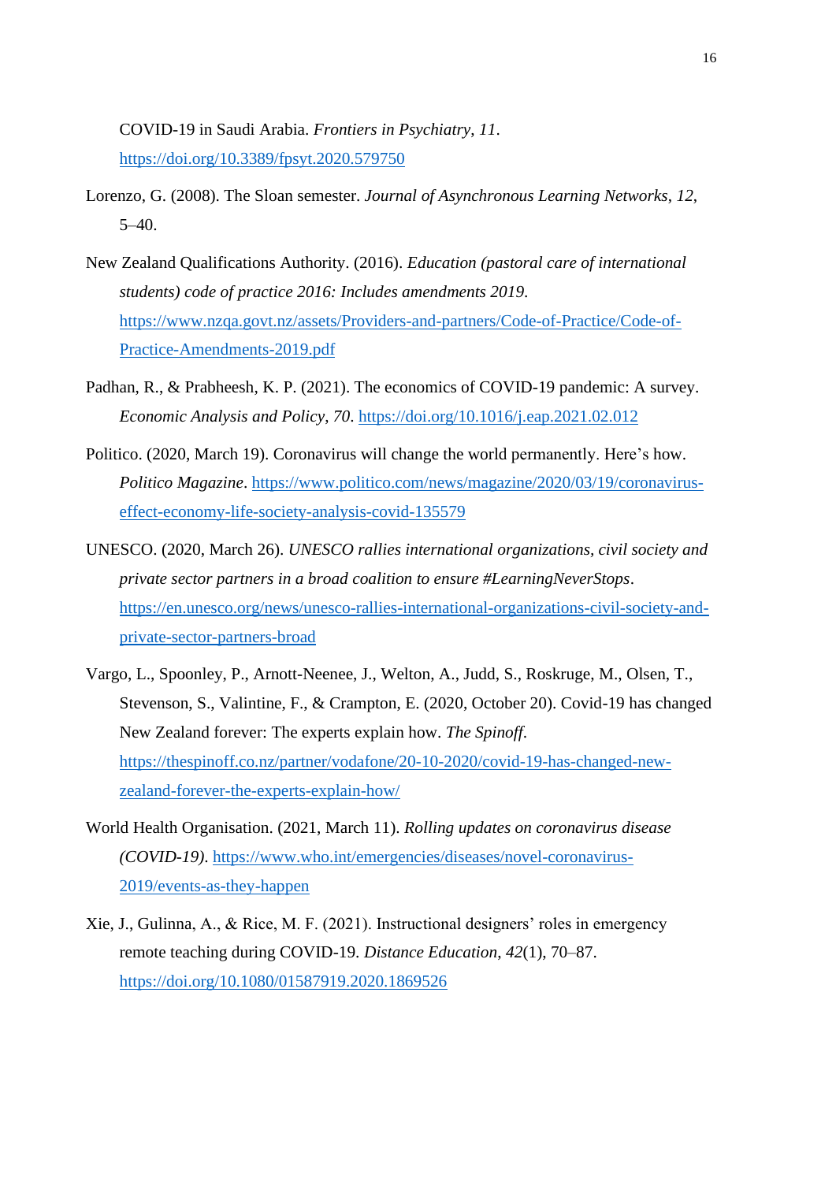COVID-19 in Saudi Arabia. *Frontiers in Psychiatry*, *11*. https://doi.org/10.3389/fpsyt.2020.579750

Lorenzo, G. (2008). The Sloan semester. *Journal of Asynchronous Learning Networks*, *12*, 5–40.

New Zealand Qualifications Authority. (2016). *Education (pastoral care of international students) code of practice 2016: Includes amendments 2019*. https://www.nzqa.govt.nz/assets/Providers-and-partners/Code-of-Practice/Code-of-Practice-Amendments-2019.pdf

Padhan, R., & Prabheesh, K. P. (2021). The economics of COVID-19 pandemic: A survey. *Economic Analysis and Policy*, *70*. https://doi.org/10.1016/j.eap.2021.02.012

Politico. (2020, March 19). Coronavirus will change the world permanently. Here's how. *Politico Magazine*. https://www.politico.com/news/magazine/2020/03/19/coronavirus-effect-economy-life-society-analysis-covid-135579

UNESCO. (2020, March 26). *UNESCO rallies international organizations, civil society and private sector partners in a broad coalition to ensure #LearningNeverStops*. https://en.unesco.org/news/unesco-rallies-international-organizations-civil-society-and-private-sector-partners-broad

Vargo, L., Spoonley, P., Arnott-Neenee, J., Welton, A., Judd, S., Roskruge, M., Olsen, T., Stevenson, S., Valintine, F., & Crampton, E. (2020, October 20). Covid-19 has changed New Zealand forever: The experts explain how. *The Spinoff*. https://thespinoff.co.nz/partner/vodafone/20-10-2020/covid-19-has-changed-new-zealand-forever-the-experts-explain-how/

World Health Organisation. (2021, March 11). *Rolling updates on coronavirus disease (COVID-19)*. https://www.who.int/emergencies/diseases/novel-coronavirus-2019/events-as-they-happen

Xie, J., Gulinna, A., & Rice, M. F. (2021). Instructional designers' roles in emergency remote teaching during COVID-19. *Distance Education*, *42*(1), 70–87. https://doi.org/10.1080/01587919.2020.1869526